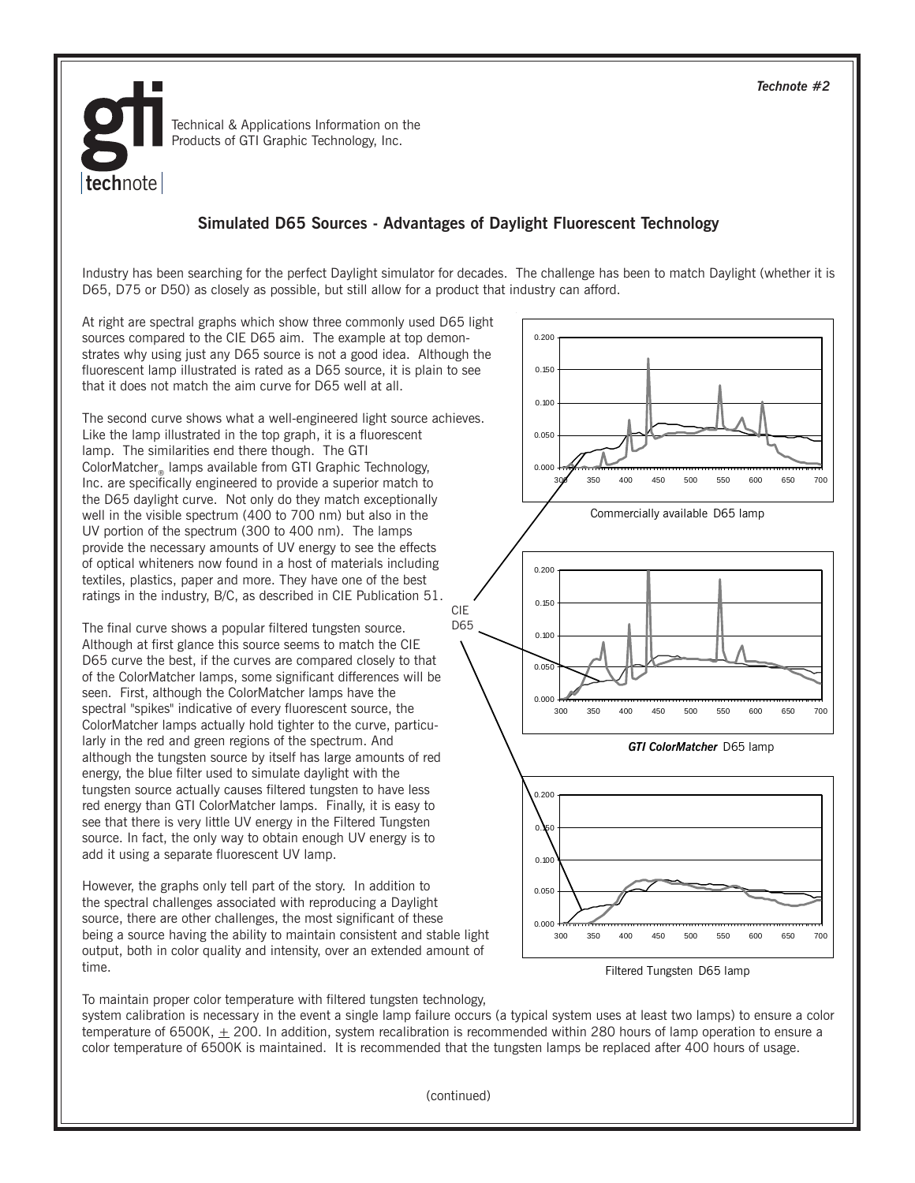*Technote #2*

**gti** | **tech**note |

Technical & Applications Information on the Products of GTI Graphic Technology, Inc.

## Simulated D65 Sources - Advantages of Daylight Fluorescent Technology

Industry has been searching for the perfect Daylight simulator for decades. The challenge has been to match Daylight (whether it is D65, D75 or D50) as closely as possible, but still allow for a product that industry can afford.

At right are spectral graphs which show three commonly used D65 light sources compared to the CIE D65 aim. The example at top demonstrates why using just any D65 source is not a good idea. Although the fluorescent lamp illustrated is rated as a D65 source, it is plain to see that it does not match the aim curve for D65 well at all.

The second curve shows what a well-engineered light source achieves. Like the lamp illustrated in the top graph, it is a fluorescent lamp. The similarities end there though. The GTI ColorMatcher® lamps available from GTI Graphic Technology, Inc. are specifically engineered to provide a superior match to the D65 daylight curve. Not only do they match exceptionally well in the visible spectrum (400 to 700 nm) but also in the UV portion of the spectrum (300 to 400 nm). The lamps provide the necessary amounts of UV energy to see the effects of optical whiteners now found in a host of materials including textiles, plastics, paper and more. They have one of the best ratings in the industry, B/C, as described in CIE Publication 51.

The final curve shows a popular filtered tungsten source. Although at first glance this source seems to match the CIE D65 curve the best, if the curves are compared closely to that of the ColorMatcher lamps, some significant differences will be seen. First, although the ColorMatcher lamps have the spectral "spikes" indicative of every fluorescent source, the ColorMatcher lamps actually hold tighter to the curve, particularly in the red and green regions of the spectrum. And although the tungsten source by itself has large amounts of red energy, the blue filter used to simulate daylight with the tungsten source actually causes filtered tungsten to have less red energy than GTI ColorMatcher lamps. Finally, it is easy to see that there is very little UV energy in the Filtered Tungsten source. In fact, the only way to obtain enough UV energy is to add it using a separate fluorescent UV lamp.

However, the graphs only tell part of the story. In addition to the spectral challenges associated with reproducing a Daylight source, there are other challenges, the most significant of these being a source having the ability to maintain consistent and stable light output, both in color quality and intensity, over an extended amount of time.

CIE D65

Commercially available D65 lamp

***GTI ColorMatcher*** D65 lamp

Filtered Tungsten D65 lamp

To maintain proper color temperature with filtered tungsten technology, system calibration is necessary in the event a single lamp failure occurs (a typical system uses at least two lamps) to ensure a color temperature of 6500K, $\pm$ 200. In addition, system recalibration is recommended within 280 hours of lamp operation to ensure a color temperature of 6500K is maintained. It is recommended that the tungsten lamps be replaced after 400 hours of usage.

(continued)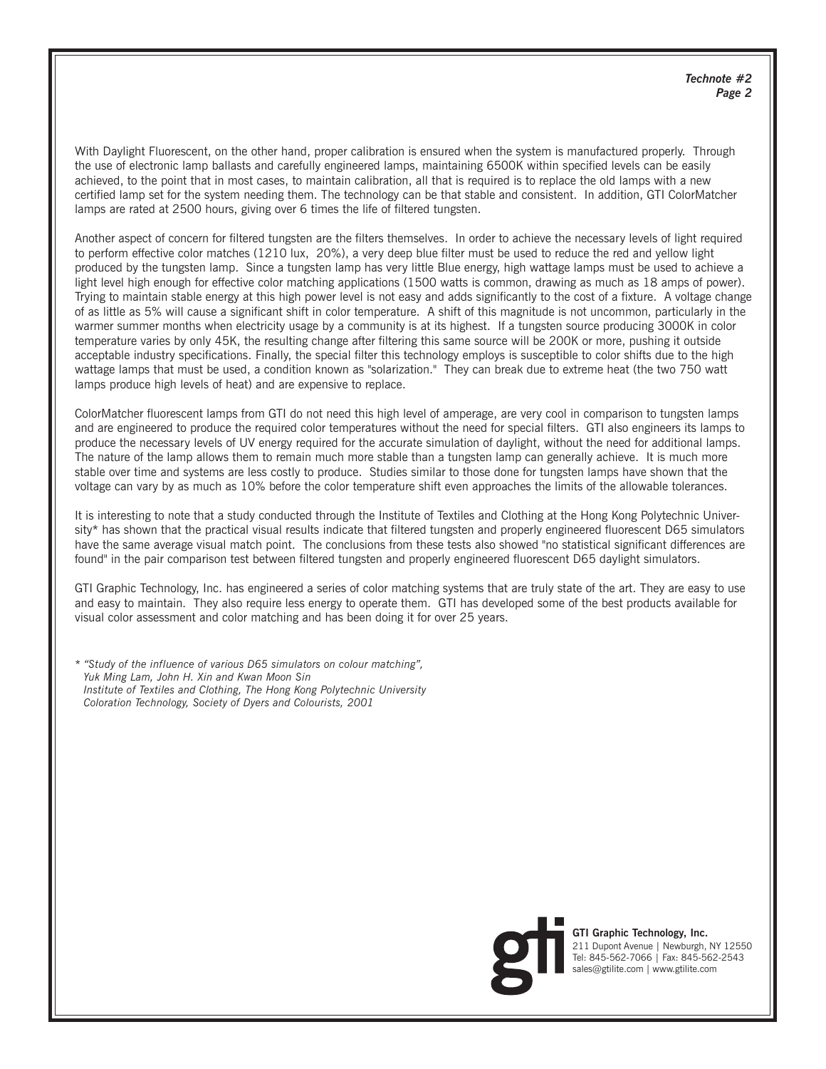With Daylight Fluorescent, on the other hand, proper calibration is ensured when the system is manufactured properly. Through the use of electronic lamp ballasts and carefully engineered lamps, maintaining 6500K within specified levels can be easily achieved, to the point that in most cases, to maintain calibration, all that is required is to replace the old lamps with a new certified lamp set for the system needing them. The technology can be that stable and consistent. In addition, GTI ColorMatcher lamps are rated at 2500 hours, giving over 6 times the life of filtered tungsten.

Another aspect of concern for filtered tungsten are the filters themselves. In order to achieve the necessary levels of light required to perform effective color matches (1210 lux, 20%), a very deep blue filter must be used to reduce the red and yellow light produced by the tungsten lamp. Since a tungsten lamp has very little Blue energy, high wattage lamps must be used to achieve a light level high enough for effective color matching applications (1500 watts is common, drawing as much as 18 amps of power). Trying to maintain stable energy at this high power level is not easy and adds significantly to the cost of a fixture. A voltage change of as little as 5% will cause a significant shift in color temperature. A shift of this magnitude is not uncommon, particularly in the warmer summer months when electricity usage by a community is at its highest. If a tungsten source producing 3000K in color temperature varies by only 45K, the resulting change after filtering this same source will be 200K or more, pushing it outside acceptable industry specifications. Finally, the special filter this technology employs is susceptible to color shifts due to the high wattage lamps that must be used, a condition known as "solarization." They can break due to extreme heat (the two 750 watt lamps produce high levels of heat) and are expensive to replace.

ColorMatcher fluorescent lamps from GTI do not need this high level of amperage, are very cool in comparison to tungsten lamps and are engineered to produce the required color temperatures without the need for special filters. GTI also engineers its lamps to produce the necessary levels of UV energy required for the accurate simulation of daylight, without the need for additional lamps. The nature of the lamp allows them to remain much more stable than a tungsten lamp can generally achieve. It is much more stable over time and systems are less costly to produce. Studies similar to those done for tungsten lamps have shown that the voltage can vary by as much as 10% before the color temperature shift even approaches the limits of the allowable tolerances.

It is interesting to note that a study conducted through the Institute of Textiles and Clothing at the Hong Kong Polytechnic University* has shown that the practical visual results indicate that filtered tungsten and properly engineered fluorescent D65 simulators have the same average visual match point. The conclusions from these tests also showed "no statistical significant differences are found" in the pair comparison test between filtered tungsten and properly engineered fluorescent D65 daylight simulators.

GTI Graphic Technology, Inc. has engineered a series of color matching systems that are truly state of the art. They are easy to use and easy to maintain. They also require less energy to operate them. GTI has developed some of the best products available for visual color assessment and color matching and has been doing it for over 25 years.

\* *"Study of the influence of various D65 simulators on colour matching",*
*Yuk Ming Lam, John H. Xin and Kwan Moon Sin*
*Institute of Textiles and Clothing, The Hong Kong Polytechnic University*
*Coloration Technology, Society of Dyers and Colourists, 2001*

**GTI Graphic Technology, Inc.**
211 Dupont Avenue | Newburgh, NY 12550
Tel: 845-562-7066 | Fax: 845-562-2543
sales@gtilite.com | www.gtilite.com